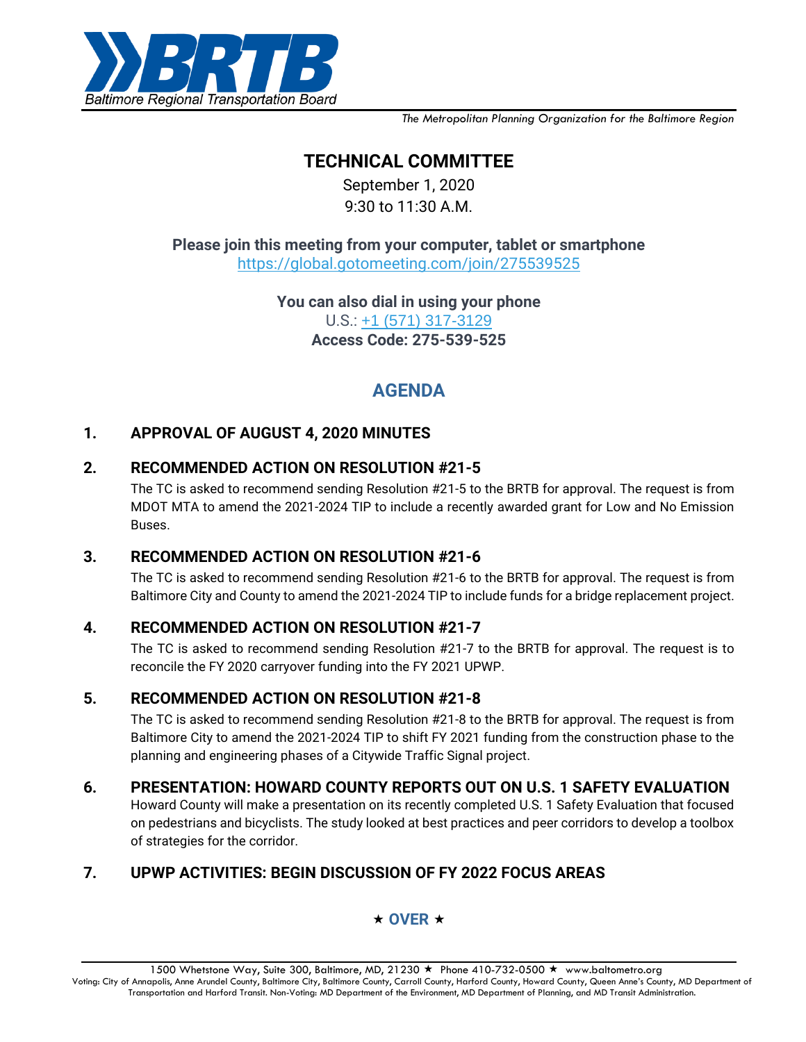Baltimore Regional Transportation Board

*The Metropolitan Planning Organization for the Baltimore Region*

# TECHNICAL COMMITTEE

September 1, 2020
9:30 to 11:30 A.M.

**Please join this meeting from your computer, tablet or smartphone**
https://global.gotomeeting.com/join/275539525

**You can also dial in using your phone**
U.S.: +1 (571) 317-3129
**Access Code: 275-539-525**

## AGENDA

**1. APPROVAL OF AUGUST 4, 2020 MINUTES**

**2. RECOMMENDED ACTION ON RESOLUTION #21-5**

The TC is asked to recommend sending Resolution #21-5 to the BRTB for approval. The request is from MDOT MTA to amend the 2021-2024 TIP to include a recently awarded grant for Low and No Emission Buses.

**3. RECOMMENDED ACTION ON RESOLUTION #21-6**

The TC is asked to recommend sending Resolution #21-6 to the BRTB for approval. The request is from Baltimore City and County to amend the 2021-2024 TIP to include funds for a bridge replacement project.

**4. RECOMMENDED ACTION ON RESOLUTION #21-7**

The TC is asked to recommend sending Resolution #21-7 to the BRTB for approval. The request is to reconcile the FY 2020 carryover funding into the FY 2021 UPWP.

**5. RECOMMENDED ACTION ON RESOLUTION #21-8**

The TC is asked to recommend sending Resolution #21-8 to the BRTB for approval. The request is from Baltimore City to amend the 2021-2024 TIP to shift FY 2021 funding from the construction phase to the planning and engineering phases of a Citywide Traffic Signal project.

**6. PRESENTATION: HOWARD COUNTY REPORTS OUT ON U.S. 1 SAFETY EVALUATION**

Howard County will make a presentation on its recently completed U.S. 1 Safety Evaluation that focused on pedestrians and bicyclists. The study looked at best practices and peer corridors to develop a toolbox of strategies for the corridor.

**7. UPWP ACTIVITIES: BEGIN DISCUSSION OF FY 2022 FOCUS AREAS**

★ **OVER** ★

1500 Whetstone Way, Suite 300, Baltimore, MD, 21230 ★ Phone 410-732-0500 ★ www.baltometro.org
Voting: City of Annapolis, Anne Arundel County, Baltimore City, Baltimore County, Carroll County, Harford County, Howard County, Queen Anne's County, MD Department of Transportation and Harford Transit. Non-Voting: MD Department of the Environment, MD Department of Planning, and MD Transit Administration.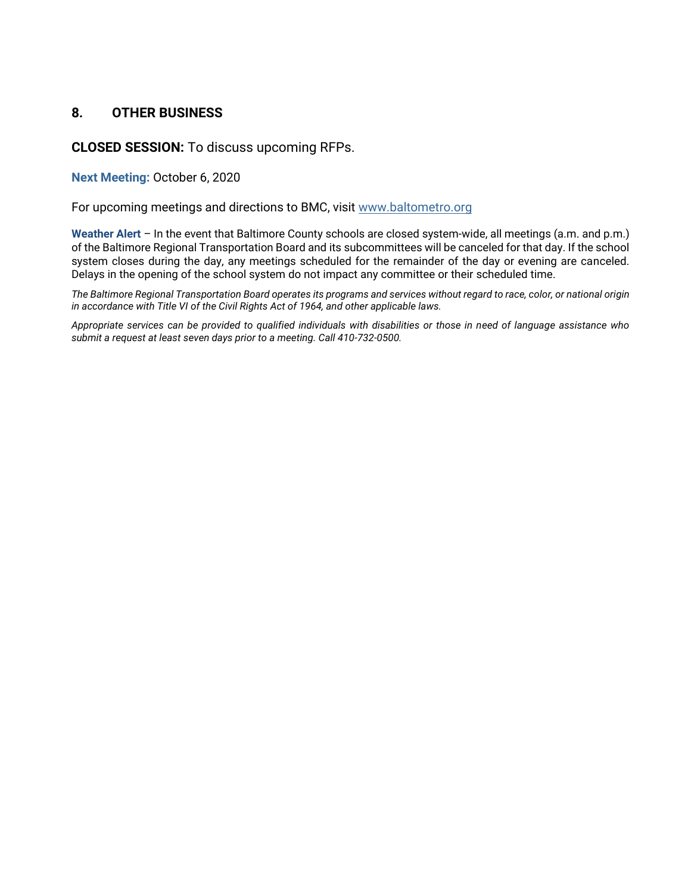## 8. OTHER BUSINESS

**CLOSED SESSION:** To discuss upcoming RFPs.

**Next Meeting:** October 6, 2020

For upcoming meetings and directions to BMC, visit [www.baltometro.org](http://www.baltometro.org)

**Weather Alert** – In the event that Baltimore County schools are closed system-wide, all meetings (a.m. and p.m.) of the Baltimore Regional Transportation Board and its subcommittees will be canceled for that day. If the school system closes during the day, any meetings scheduled for the remainder of the day or evening are canceled. Delays in the opening of the school system do not impact any committee or their scheduled time.

*The Baltimore Regional Transportation Board operates its programs and services without regard to race, color, or national origin in accordance with Title VI of the Civil Rights Act of 1964, and other applicable laws.*

*Appropriate services can be provided to qualified individuals with disabilities or those in need of language assistance who submit a request at least seven days prior to a meeting. Call 410-732-0500.*